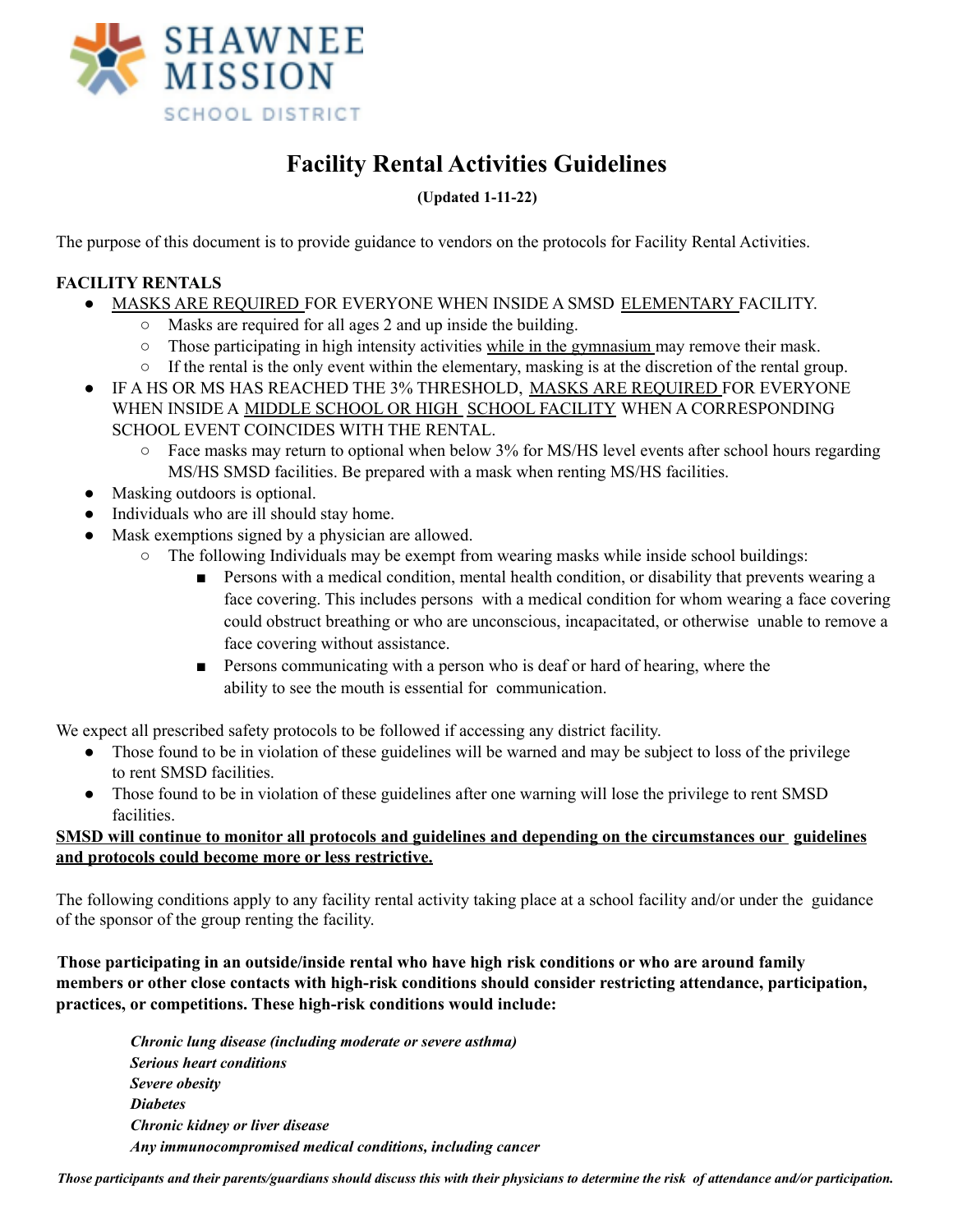SHAWNEE MISSION SCHOOL DISTRICT

# Facility Rental Activities Guidelines

**(Updated 1-11-22)**

The purpose of this document is to provide guidance to vendors on the protocols for Facility Rental Activities.

**FACILITY RENTALS**

- <u>MASKS ARE REQUIRED</u> FOR EVERYONE WHEN INSIDE A SMSD <u>ELEMENTARY</u> FACILITY.
  - Masks are required for all ages 2 and up inside the building.
  - Those participating in high intensity activities <u>while in the gymnasium</u> may remove their mask.
  - If the rental is the only event within the elementary, masking is at the discretion of the rental group.
- IF A HS OR MS HAS REACHED THE 3% THRESHOLD, <u>MASKS ARE REQUIRED</u> FOR EVERYONE WHEN INSIDE A <u>MIDDLE SCHOOL OR HIGH SCHOOL FACILITY</u> WHEN A CORRESPONDING SCHOOL EVENT COINCIDES WITH THE RENTAL.
  - Face masks may return to optional when below 3% for MS/HS level events after school hours regarding MS/HS SMSD facilities. Be prepared with a mask when renting MS/HS facilities.
- Masking outdoors is optional.
- Individuals who are ill should stay home.
- Mask exemptions signed by a physician are allowed.
  - The following Individuals may be exempt from wearing masks while inside school buildings:
    - Persons with a medical condition, mental health condition, or disability that prevents wearing a face covering. This includes persons with a medical condition for whom wearing a face covering could obstruct breathing or who are unconscious, incapacitated, or otherwise unable to remove a face covering without assistance.
    - Persons communicating with a person who is deaf or hard of hearing, where the ability to see the mouth is essential for communication.

We expect all prescribed safety protocols to be followed if accessing any district facility.

- Those found to be in violation of these guidelines will be warned and may be subject to loss of the privilege to rent SMSD facilities.
- Those found to be in violation of these guidelines after one warning will lose the privilege to rent SMSD facilities.

**<u>SMSD will continue to monitor all protocols and guidelines and depending on the circumstances our guidelines and protocols could become more or less restrictive.</u>**

The following conditions apply to any facility rental activity taking place at a school facility and/or under the guidance of the sponsor of the group renting the facility.

**Those participating in an outside/inside rental who have high risk conditions or who are around family members or other close contacts with high-risk conditions should consider restricting attendance, participation, practices, or competitions. These high-risk conditions would include:**

***Chronic lung disease (including moderate or severe asthma)***
***Serious heart conditions***
***Severe obesity***
***Diabetes***
***Chronic kidney or liver disease***
***Any immunocompromised medical conditions, including cancer***

***Those participants and their parents/guardians should discuss this with their physicians to determine the risk of attendance and/or participation.***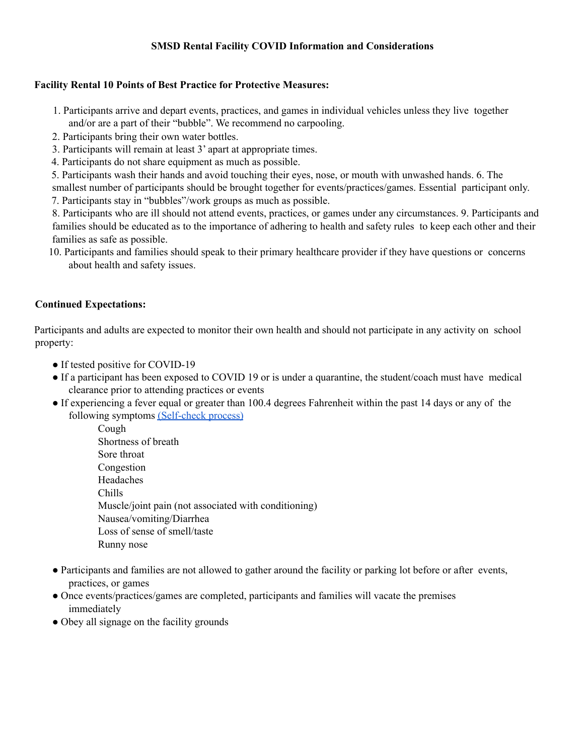**SMSD Rental Facility COVID Information and Considerations**

**Facility Rental 10 Points of Best Practice for Protective Measures:**

1. Participants arrive and depart events, practices, and games in individual vehicles unless they live together and/or are a part of their "bubble". We recommend no carpooling.
2. Participants bring their own water bottles.
3. Participants will remain at least 3' apart at appropriate times.
4. Participants do not share equipment as much as possible.
5. Participants wash their hands and avoid touching their eyes, nose, or mouth with unwashed hands.
6. The smallest number of participants should be brought together for events/practices/games. Essential participant only.
7. Participants stay in "bubbles"/work groups as much as possible.
8. Participants who are ill should not attend events, practices, or games under any circumstances.
9. Participants and families should be educated as to the importance of adhering to health and safety rules to keep each other and their families as safe as possible.
10. Participants and families should speak to their primary healthcare provider if they have questions or concerns about health and safety issues.

**Continued Expectations:**

Participants and adults are expected to monitor their own health and should not participate in any activity on school property:

- If tested positive for COVID-19
- If a participant has been exposed to COVID 19 or is under a quarantine, the student/coach must have medical clearance prior to attending practices or events
- If experiencing a fever equal or greater than 100.4 degrees Fahrenheit within the past 14 days or any of the following symptoms (Self-check process)
  - Cough
  - Shortness of breath
  - Sore throat
  - Congestion
  - Headaches
  - Chills
  - Muscle/joint pain (not associated with conditioning)
  - Nausea/vomiting/Diarrhea
  - Loss of sense of smell/taste
  - Runny nose
- Participants and families are not allowed to gather around the facility or parking lot before or after events, practices, or games
- Once events/practices/games are completed, participants and families will vacate the premises immediately
- Obey all signage on the facility grounds